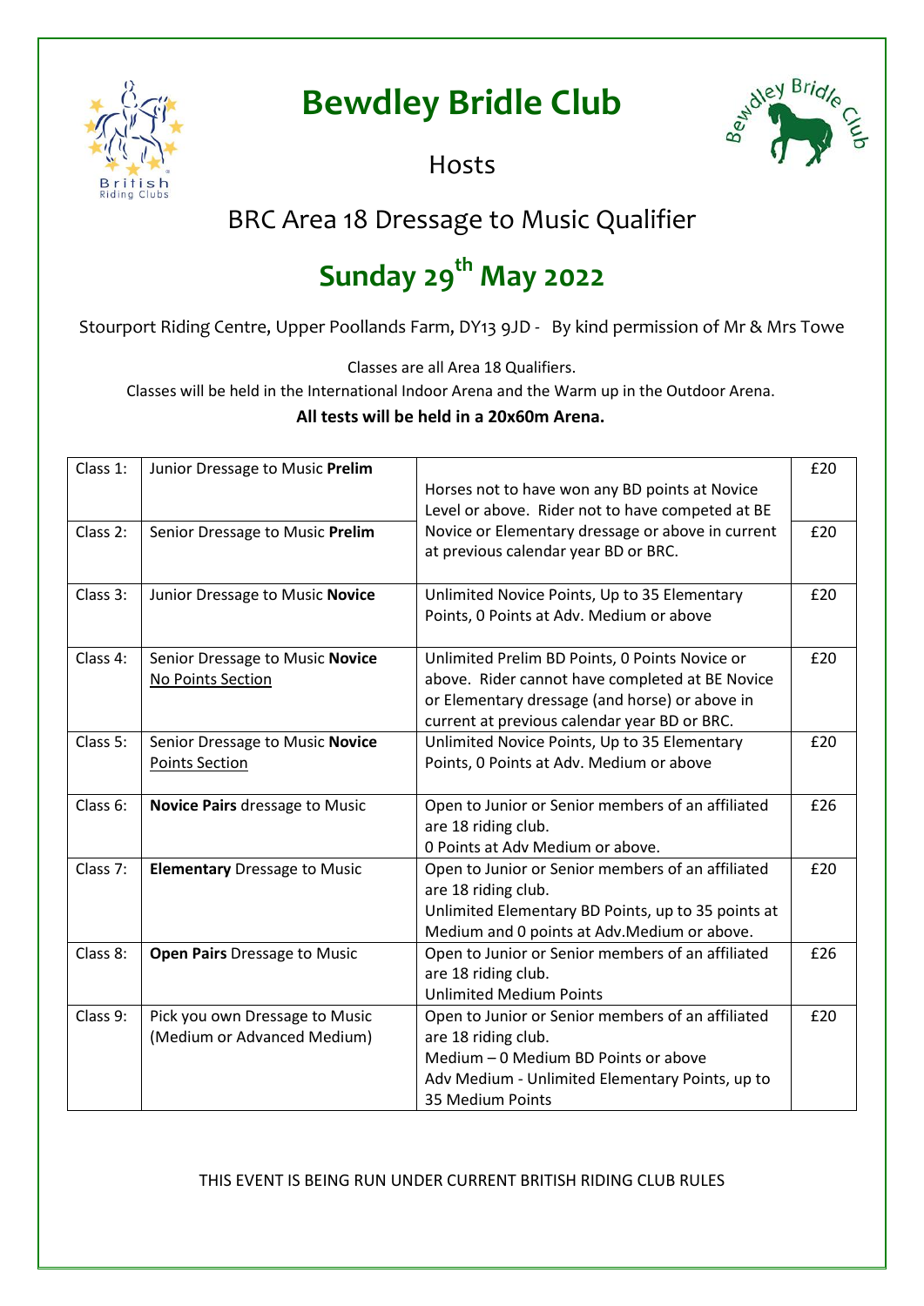# Bewdley Bridle Club

Hosts

## BRC Area 18 Dressage to Music Qualifier

# Sunday 29th May 2022

Stourport Riding Centre, Upper Poollands Farm, DY13 9JD - By kind permission of Mr & Mrs Towe

Classes are all Area 18 Qualifiers.

Classes will be held in the International Indoor Arena and the Warm up in the Outdoor Arena.

**All tests will be held in a 20x60m Arena.**

| | | | |
|---|---|---|---|
| Class 1: | Junior Dressage to Music **Prelim** | Horses not to have won any BD points at Novice Level or above. Rider not to have competed at BE Novice or Elementary dressage or above in current at previous calendar year BD or BRC. | £20 |
| Class 2: | Senior Dressage to Music **Prelim** | | £20 |
| Class 3: | Junior Dressage to Music **Novice** | Unlimited Novice Points, Up to 35 Elementary Points, 0 Points at Adv. Medium or above | £20 |
| Class 4: | Senior Dressage to Music **Novice** No Points Section | Unlimited Prelim BD Points, 0 Points Novice or above. Rider cannot have completed at BE Novice or Elementary dressage (and horse) or above in current at previous calendar year BD or BRC. | £20 |
| Class 5: | Senior Dressage to Music **Novice** Points Section | Unlimited Novice Points, Up to 35 Elementary Points, 0 Points at Adv. Medium or above | £20 |
| Class 6: | **Novice Pairs** dressage to Music | Open to Junior or Senior members of an affiliated are 18 riding club. 0 Points at Adv Medium or above. | £26 |
| Class 7: | **Elementary** Dressage to Music | Open to Junior or Senior members of an affiliated are 18 riding club. Unlimited Elementary BD Points, up to 35 points at Medium and 0 points at Adv.Medium or above. | £20 |
| Class 8: | **Open Pairs** Dressage to Music | Open to Junior or Senior members of an affiliated are 18 riding club. Unlimited Medium Points | £26 |
| Class 9: | Pick you own Dressage to Music (Medium or Advanced Medium) | Open to Junior or Senior members of an affiliated are 18 riding club. Medium – 0 Medium BD Points or above Adv Medium - Unlimited Elementary Points, up to 35 Medium Points | £20 |

THIS EVENT IS BEING RUN UNDER CURRENT BRITISH RIDING CLUB RULES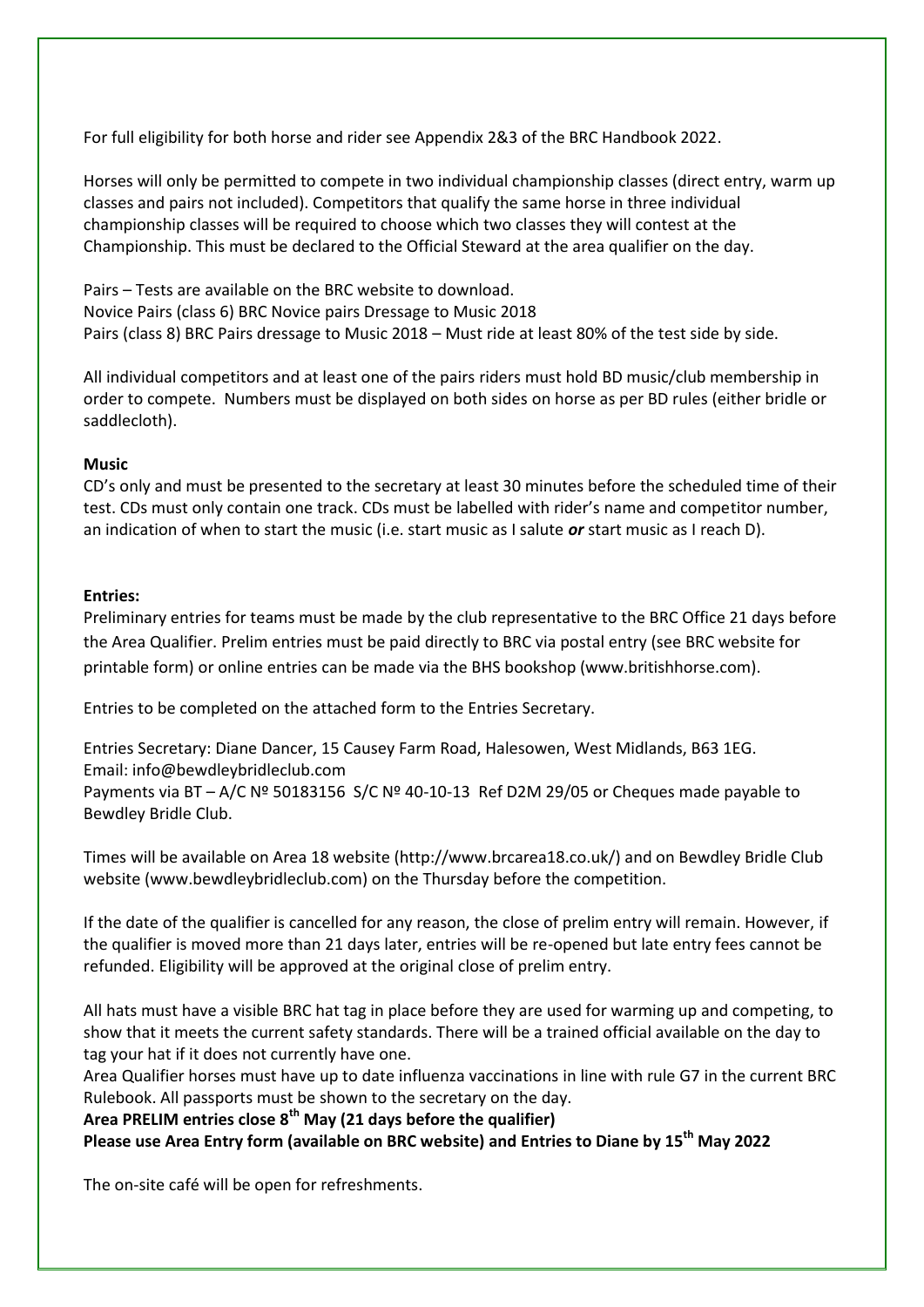For full eligibility for both horse and rider see Appendix 2&3 of the BRC Handbook 2022.

Horses will only be permitted to compete in two individual championship classes (direct entry, warm up classes and pairs not included). Competitors that qualify the same horse in three individual championship classes will be required to choose which two classes they will contest at the Championship. This must be declared to the Official Steward at the area qualifier on the day.

Pairs – Tests are available on the BRC website to download.
Novice Pairs (class 6) BRC Novice pairs Dressage to Music 2018
Pairs (class 8) BRC Pairs dressage to Music 2018 – Must ride at least 80% of the test side by side.

All individual competitors and at least one of the pairs riders must hold BD music/club membership in order to compete. Numbers must be displayed on both sides on horse as per BD rules (either bridle or saddlecloth).

**Music**

CD's only and must be presented to the secretary at least 30 minutes before the scheduled time of their test. CDs must only contain one track. CDs must be labelled with rider's name and competitor number, an indication of when to start the music (i.e. start music as I salute ***or*** start music as I reach D).

**Entries:**

Preliminary entries for teams must be made by the club representative to the BRC Office 21 days before the Area Qualifier. Prelim entries must be paid directly to BRC via postal entry (see BRC website for printable form) or online entries can be made via the BHS bookshop (www.britishhorse.com).

Entries to be completed on the attached form to the Entries Secretary.

Entries Secretary: Diane Dancer, 15 Causey Farm Road, Halesowen, West Midlands, B63 1EG.
Email: info@bewdleybridleclub.com
Payments via BT – A/C Nº 50183156 S/C Nº 40-10-13 Ref D2M 29/05 or Cheques made payable to Bewdley Bridle Club.

Times will be available on Area 18 website (http://www.brcarea18.co.uk/) and on Bewdley Bridle Club website (www.bewdleybridleclub.com) on the Thursday before the competition.

If the date of the qualifier is cancelled for any reason, the close of prelim entry will remain. However, if the qualifier is moved more than 21 days later, entries will be re-opened but late entry fees cannot be refunded. Eligibility will be approved at the original close of prelim entry.

All hats must have a visible BRC hat tag in place before they are used for warming up and competing, to show that it meets the current safety standards. There will be a trained official available on the day to tag your hat if it does not currently have one.
Area Qualifier horses must have up to date influenza vaccinations in line with rule G7 in the current BRC Rulebook. All passports must be shown to the secretary on the day.

**Area PRELIM entries close 8th May (21 days before the qualifier)**
**Please use Area Entry form (available on BRC website) and Entries to Diane by 15th May 2022**

The on-site café will be open for refreshments.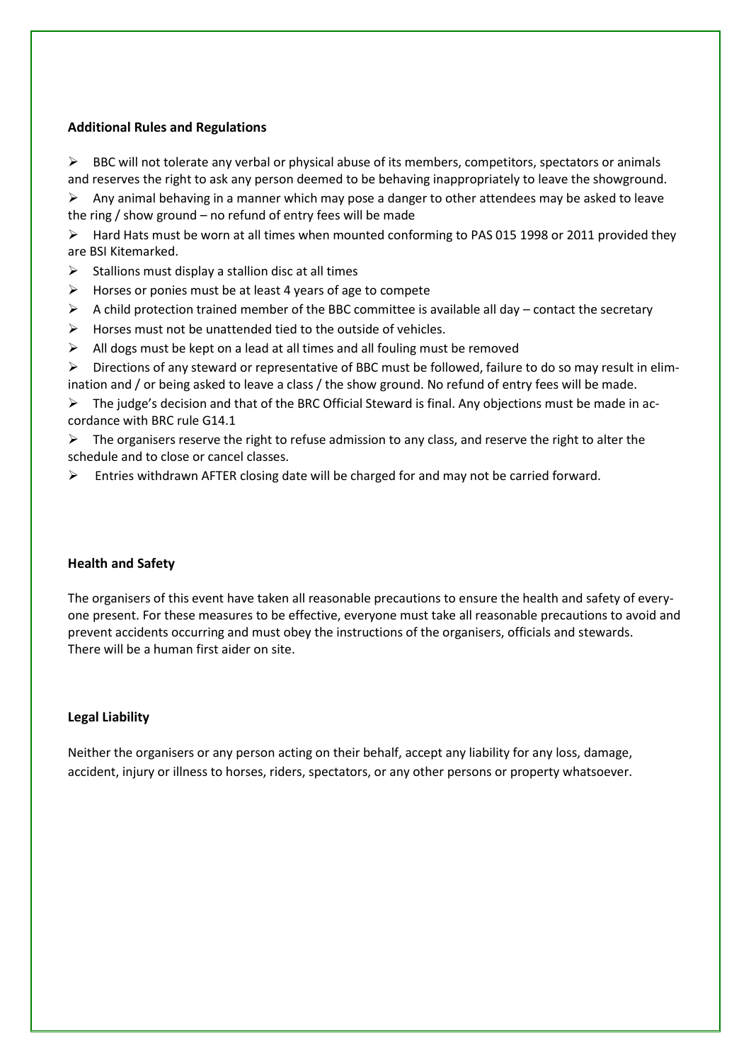## Additional Rules and Regulations

- BBC will not tolerate any verbal or physical abuse of its members, competitors, spectators or animals and reserves the right to ask any person deemed to be behaving inappropriately to leave the showground.
- Any animal behaving in a manner which may pose a danger to other attendees may be asked to leave the ring / show ground – no refund of entry fees will be made
- Hard Hats must be worn at all times when mounted conforming to PAS 015 1998 or 2011 provided they are BSI Kitemarked.
- Stallions must display a stallion disc at all times
- Horses or ponies must be at least 4 years of age to compete
- A child protection trained member of the BBC committee is available all day – contact the secretary
- Horses must not be unattended tied to the outside of vehicles.
- All dogs must be kept on a lead at all times and all fouling must be removed
- Directions of any steward or representative of BBC must be followed, failure to do so may result in elimination and / or being asked to leave a class / the show ground. No refund of entry fees will be made.
- The judge's decision and that of the BRC Official Steward is final. Any objections must be made in accordance with BRC rule G14.1
- The organisers reserve the right to refuse admission to any class, and reserve the right to alter the schedule and to close or cancel classes.
- Entries withdrawn AFTER closing date will be charged for and may not be carried forward.

## Health and Safety

The organisers of this event have taken all reasonable precautions to ensure the health and safety of everyone present. For these measures to be effective, everyone must take all reasonable precautions to avoid and prevent accidents occurring and must obey the instructions of the organisers, officials and stewards.
There will be a human first aider on site.

## Legal Liability

Neither the organisers or any person acting on their behalf, accept any liability for any loss, damage, accident, injury or illness to horses, riders, spectators, or any other persons or property whatsoever.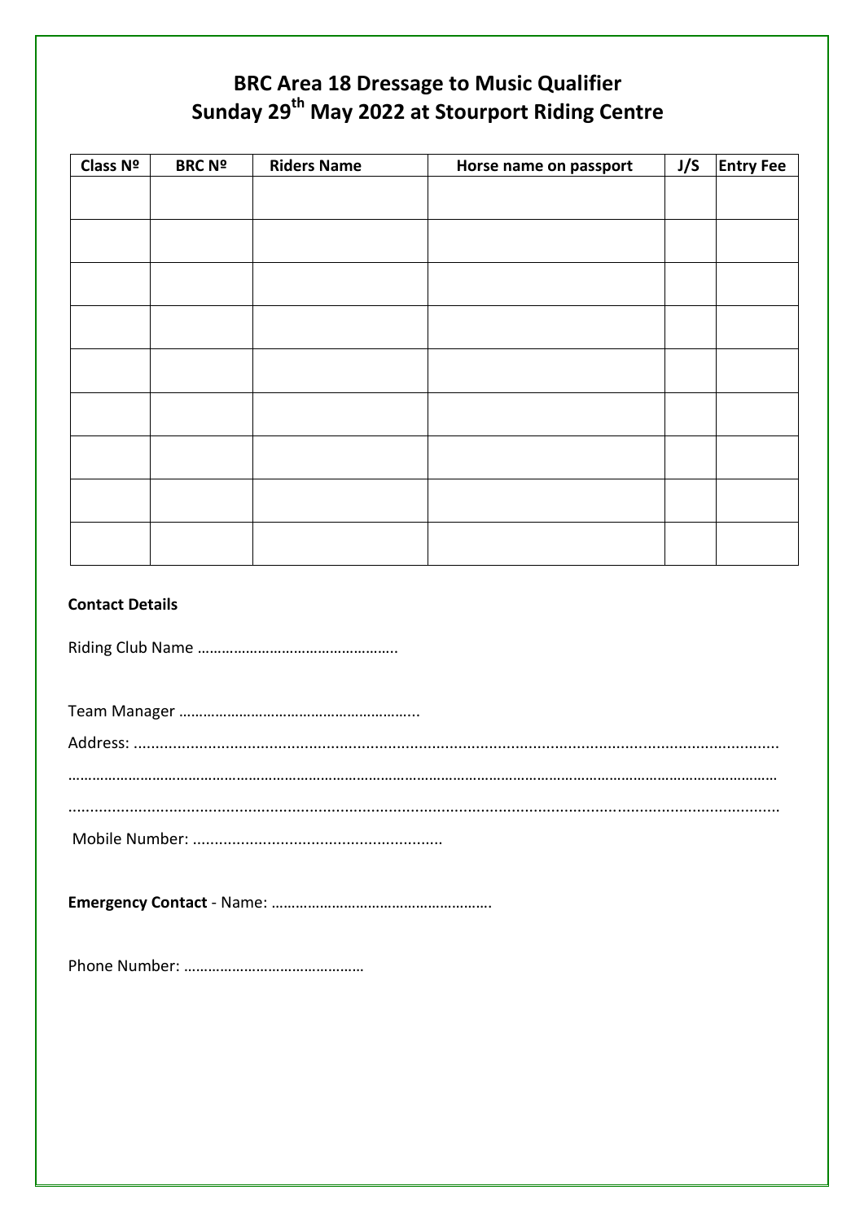# BRC Area 18 Dressage to Music Qualifier
# Sunday 29th May 2022 at Stourport Riding Centre

| Class Nº | BRC Nº | Riders Name | Horse name on passport | J/S | Entry Fee |
|---|---|---|---|---|---|
| | | | | | |
| | | | | | |
| | | | | | |
| | | | | | |
| | | | | | |
| | | | | | |
| | | | | | |
| | | | | | |
| | | | | | |

**Contact Details**

Riding Club Name ………………………………………….

Team Manager …………………………………………………..

Address: ....................................................................................................................................

………………………………………………………………………………………………………………………………………………

.....................................................................................................................................................

Mobile Number: ........................................................

**Emergency Contact** - Name: ……………………………………………….

Phone Number: ………………………………………